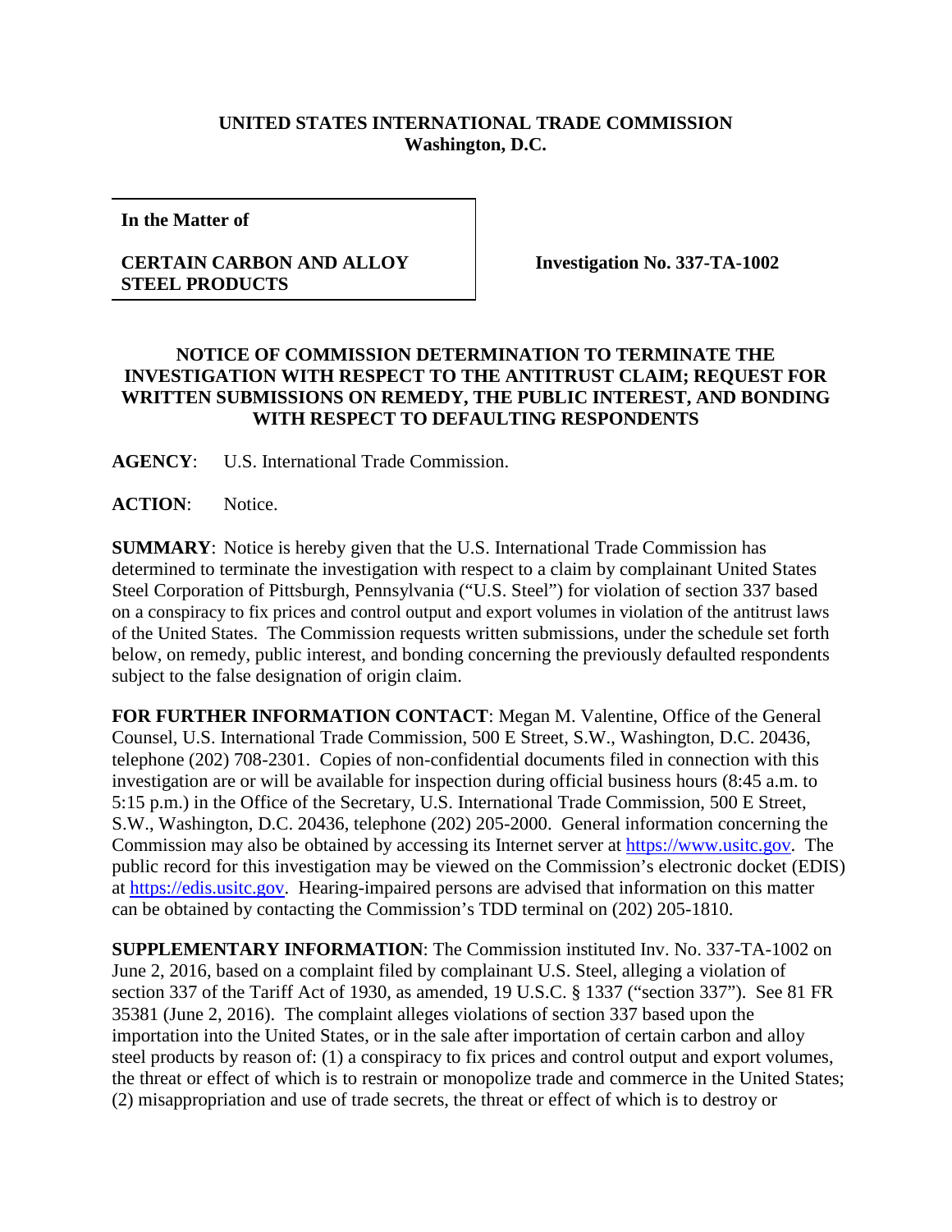**UNITED STATES INTERNATIONAL TRADE COMMISSION**
**Washington, D.C.**

| **In the Matter of** **CERTAIN CARBON AND ALLOY STEEL PRODUCTS** | **Investigation No. 337-TA-1002** |
|---|---|

**NOTICE OF COMMISSION DETERMINATION TO TERMINATE THE INVESTIGATION WITH RESPECT TO THE ANTITRUST CLAIM; REQUEST FOR WRITTEN SUBMISSIONS ON REMEDY, THE PUBLIC INTEREST, AND BONDING WITH RESPECT TO DEFAULTING RESPONDENTS**

**AGENCY**: U.S. International Trade Commission.

**ACTION**: Notice.

**SUMMARY**: Notice is hereby given that the U.S. International Trade Commission has determined to terminate the investigation with respect to a claim by complainant United States Steel Corporation of Pittsburgh, Pennsylvania ("U.S. Steel") for violation of section 337 based on a conspiracy to fix prices and control output and export volumes in violation of the antitrust laws of the United States. The Commission requests written submissions, under the schedule set forth below, on remedy, public interest, and bonding concerning the previously defaulted respondents subject to the false designation of origin claim.

**FOR FURTHER INFORMATION CONTACT**: Megan M. Valentine, Office of the General Counsel, U.S. International Trade Commission, 500 E Street, S.W., Washington, D.C. 20436, telephone (202) 708-2301. Copies of non-confidential documents filed in connection with this investigation are or will be available for inspection during official business hours (8:45 a.m. to 5:15 p.m.) in the Office of the Secretary, U.S. International Trade Commission, 500 E Street, S.W., Washington, D.C. 20436, telephone (202) 205-2000. General information concerning the Commission may also be obtained by accessing its Internet server at https://www.usitc.gov. The public record for this investigation may be viewed on the Commission's electronic docket (EDIS) at https://edis.usitc.gov. Hearing-impaired persons are advised that information on this matter can be obtained by contacting the Commission's TDD terminal on (202) 205-1810.

**SUPPLEMENTARY INFORMATION**: The Commission instituted Inv. No. 337-TA-1002 on June 2, 2016, based on a complaint filed by complainant U.S. Steel, alleging a violation of section 337 of the Tariff Act of 1930, as amended, 19 U.S.C. § 1337 ("section 337"). See 81 FR 35381 (June 2, 2016). The complaint alleges violations of section 337 based upon the importation into the United States, or in the sale after importation of certain carbon and alloy steel products by reason of: (1) a conspiracy to fix prices and control output and export volumes, the threat or effect of which is to restrain or monopolize trade and commerce in the United States; (2) misappropriation and use of trade secrets, the threat or effect of which is to destroy or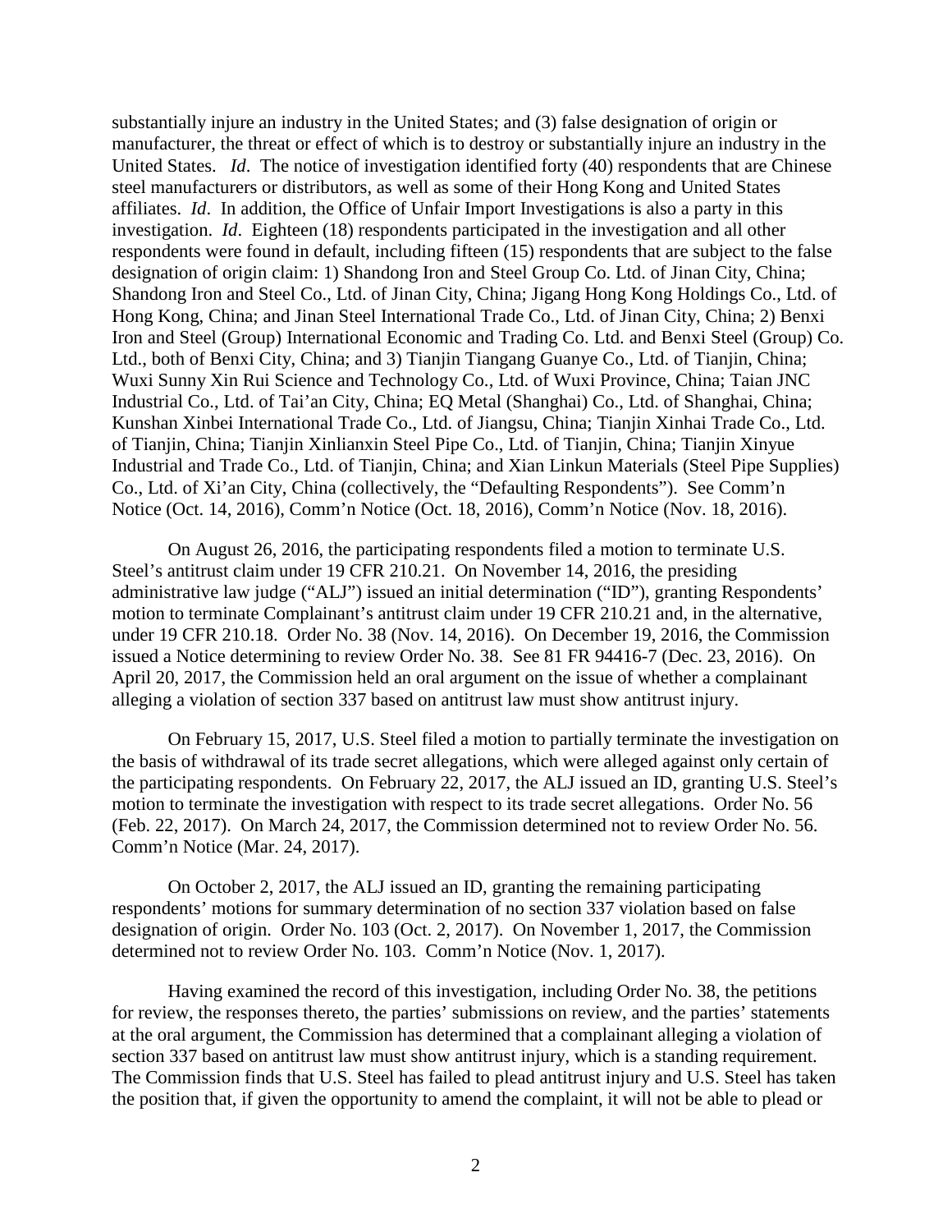substantially injure an industry in the United States; and (3) false designation of origin or manufacturer, the threat or effect of which is to destroy or substantially injure an industry in the United States. *Id*. The notice of investigation identified forty (40) respondents that are Chinese steel manufacturers or distributors, as well as some of their Hong Kong and United States affiliates. *Id*. In addition, the Office of Unfair Import Investigations is also a party in this investigation. *Id*. Eighteen (18) respondents participated in the investigation and all other respondents were found in default, including fifteen (15) respondents that are subject to the false designation of origin claim: 1) Shandong Iron and Steel Group Co. Ltd. of Jinan City, China; Shandong Iron and Steel Co., Ltd. of Jinan City, China; Jigang Hong Kong Holdings Co., Ltd. of Hong Kong, China; and Jinan Steel International Trade Co., Ltd. of Jinan City, China; 2) Benxi Iron and Steel (Group) International Economic and Trading Co. Ltd. and Benxi Steel (Group) Co. Ltd., both of Benxi City, China; and 3) Tianjin Tiangang Guanye Co., Ltd. of Tianjin, China; Wuxi Sunny Xin Rui Science and Technology Co., Ltd. of Wuxi Province, China; Taian JNC Industrial Co., Ltd. of Tai'an City, China; EQ Metal (Shanghai) Co., Ltd. of Shanghai, China; Kunshan Xinbei International Trade Co., Ltd. of Jiangsu, China; Tianjin Xinhai Trade Co., Ltd. of Tianjin, China; Tianjin Xinlianxin Steel Pipe Co., Ltd. of Tianjin, China; Tianjin Xinyue Industrial and Trade Co., Ltd. of Tianjin, China; and Xian Linkun Materials (Steel Pipe Supplies) Co., Ltd. of Xi'an City, China (collectively, the "Defaulting Respondents"). See Comm'n Notice (Oct. 14, 2016), Comm'n Notice (Oct. 18, 2016), Comm'n Notice (Nov. 18, 2016).

On August 26, 2016, the participating respondents filed a motion to terminate U.S. Steel's antitrust claim under 19 CFR 210.21. On November 14, 2016, the presiding administrative law judge ("ALJ") issued an initial determination ("ID"), granting Respondents' motion to terminate Complainant's antitrust claim under 19 CFR 210.21 and, in the alternative, under 19 CFR 210.18. Order No. 38 (Nov. 14, 2016). On December 19, 2016, the Commission issued a Notice determining to review Order No. 38. See 81 FR 94416-7 (Dec. 23, 2016). On April 20, 2017, the Commission held an oral argument on the issue of whether a complainant alleging a violation of section 337 based on antitrust law must show antitrust injury.

On February 15, 2017, U.S. Steel filed a motion to partially terminate the investigation on the basis of withdrawal of its trade secret allegations, which were alleged against only certain of the participating respondents. On February 22, 2017, the ALJ issued an ID, granting U.S. Steel's motion to terminate the investigation with respect to its trade secret allegations. Order No. 56 (Feb. 22, 2017). On March 24, 2017, the Commission determined not to review Order No. 56. Comm'n Notice (Mar. 24, 2017).

On October 2, 2017, the ALJ issued an ID, granting the remaining participating respondents' motions for summary determination of no section 337 violation based on false designation of origin. Order No. 103 (Oct. 2, 2017). On November 1, 2017, the Commission determined not to review Order No. 103. Comm'n Notice (Nov. 1, 2017).

Having examined the record of this investigation, including Order No. 38, the petitions for review, the responses thereto, the parties' submissions on review, and the parties' statements at the oral argument, the Commission has determined that a complainant alleging a violation of section 337 based on antitrust law must show antitrust injury, which is a standing requirement. The Commission finds that U.S. Steel has failed to plead antitrust injury and U.S. Steel has taken the position that, if given the opportunity to amend the complaint, it will not be able to plead or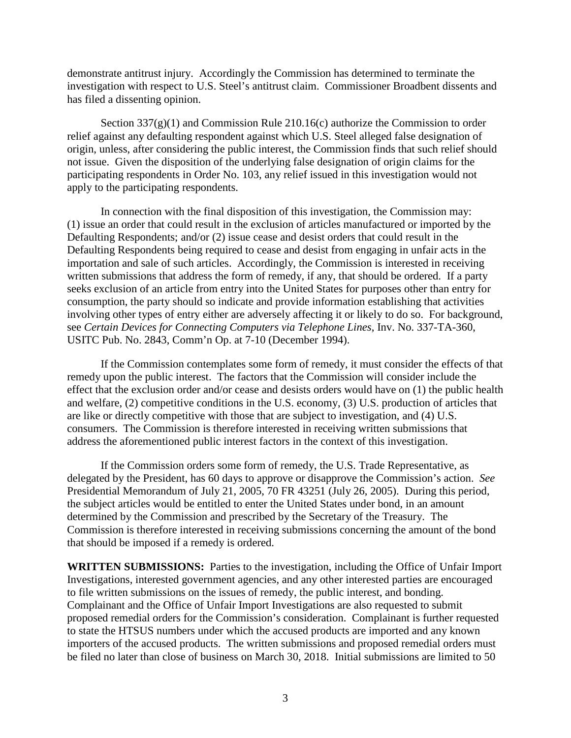demonstrate antitrust injury. Accordingly the Commission has determined to terminate the investigation with respect to U.S. Steel's antitrust claim. Commissioner Broadbent dissents and has filed a dissenting opinion.

Section 337(g)(1) and Commission Rule 210.16(c) authorize the Commission to order relief against any defaulting respondent against which U.S. Steel alleged false designation of origin, unless, after considering the public interest, the Commission finds that such relief should not issue. Given the disposition of the underlying false designation of origin claims for the participating respondents in Order No. 103, any relief issued in this investigation would not apply to the participating respondents.

In connection with the final disposition of this investigation, the Commission may: (1) issue an order that could result in the exclusion of articles manufactured or imported by the Defaulting Respondents; and/or (2) issue cease and desist orders that could result in the Defaulting Respondents being required to cease and desist from engaging in unfair acts in the importation and sale of such articles. Accordingly, the Commission is interested in receiving written submissions that address the form of remedy, if any, that should be ordered. If a party seeks exclusion of an article from entry into the United States for purposes other than entry for consumption, the party should so indicate and provide information establishing that activities involving other types of entry either are adversely affecting it or likely to do so. For background, see *Certain Devices for Connecting Computers via Telephone Lines*, Inv. No. 337-TA-360, USITC Pub. No. 2843, Comm'n Op. at 7-10 (December 1994).

If the Commission contemplates some form of remedy, it must consider the effects of that remedy upon the public interest. The factors that the Commission will consider include the effect that the exclusion order and/or cease and desists orders would have on (1) the public health and welfare, (2) competitive conditions in the U.S. economy, (3) U.S. production of articles that are like or directly competitive with those that are subject to investigation, and (4) U.S. consumers. The Commission is therefore interested in receiving written submissions that address the aforementioned public interest factors in the context of this investigation.

If the Commission orders some form of remedy, the U.S. Trade Representative, as delegated by the President, has 60 days to approve or disapprove the Commission's action. *See* Presidential Memorandum of July 21, 2005, 70 FR 43251 (July 26, 2005). During this period, the subject articles would be entitled to enter the United States under bond, in an amount determined by the Commission and prescribed by the Secretary of the Treasury. The Commission is therefore interested in receiving submissions concerning the amount of the bond that should be imposed if a remedy is ordered.

**WRITTEN SUBMISSIONS:** Parties to the investigation, including the Office of Unfair Import Investigations, interested government agencies, and any other interested parties are encouraged to file written submissions on the issues of remedy, the public interest, and bonding. Complainant and the Office of Unfair Import Investigations are also requested to submit proposed remedial orders for the Commission's consideration. Complainant is further requested to state the HTSUS numbers under which the accused products are imported and any known importers of the accused products. The written submissions and proposed remedial orders must be filed no later than close of business on March 30, 2018. Initial submissions are limited to 50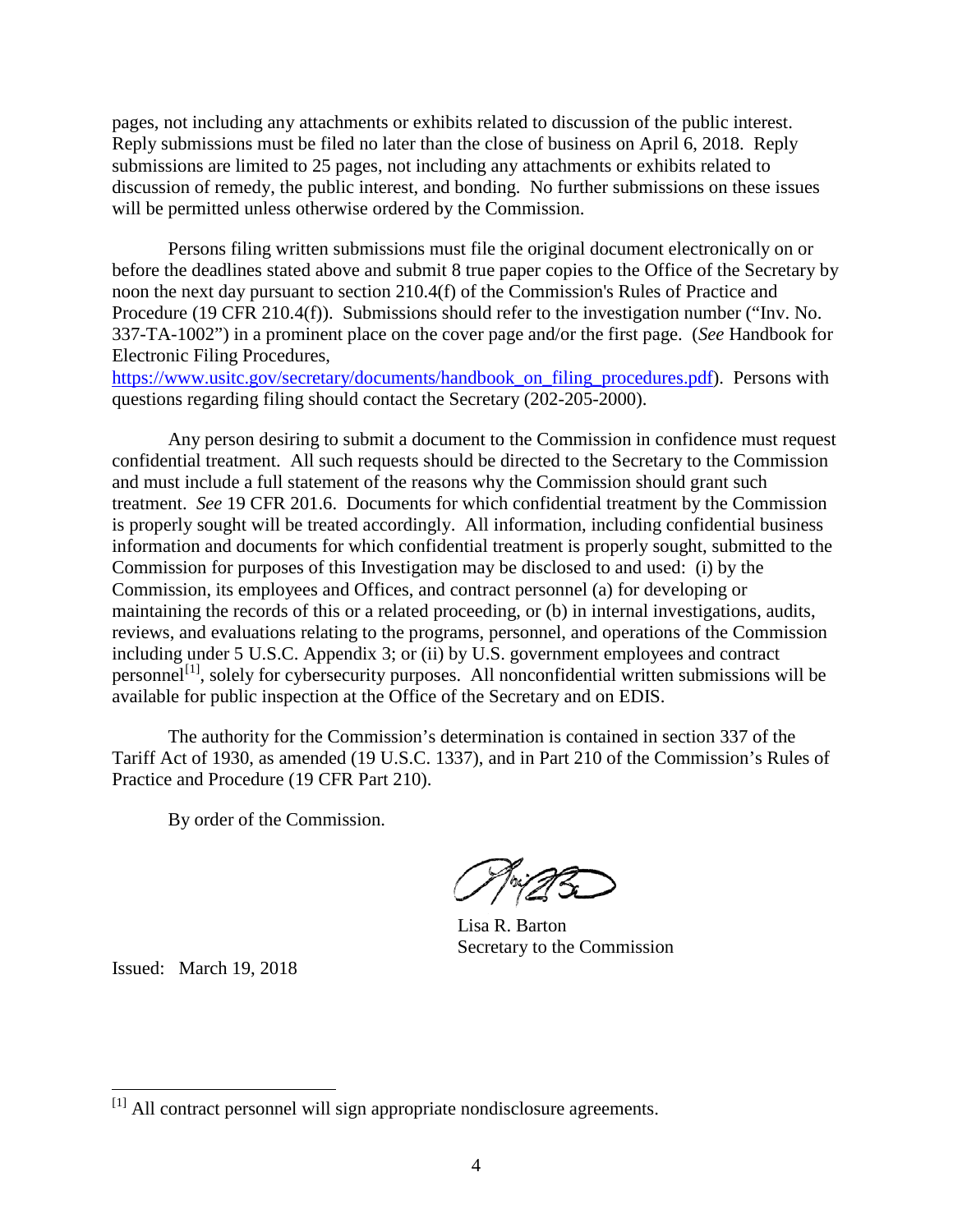pages, not including any attachments or exhibits related to discussion of the public interest. Reply submissions must be filed no later than the close of business on April 6, 2018. Reply submissions are limited to 25 pages, not including any attachments or exhibits related to discussion of remedy, the public interest, and bonding. No further submissions on these issues will be permitted unless otherwise ordered by the Commission.

Persons filing written submissions must file the original document electronically on or before the deadlines stated above and submit 8 true paper copies to the Office of the Secretary by noon the next day pursuant to section 210.4(f) of the Commission's Rules of Practice and Procedure (19 CFR 210.4(f)). Submissions should refer to the investigation number ("Inv. No. 337-TA-1002") in a prominent place on the cover page and/or the first page. (*See* Handbook for Electronic Filing Procedures, https://www.usitc.gov/secretary/documents/handbook_on_filing_procedures.pdf). Persons with questions regarding filing should contact the Secretary (202-205-2000).

Any person desiring to submit a document to the Commission in confidence must request confidential treatment. All such requests should be directed to the Secretary to the Commission and must include a full statement of the reasons why the Commission should grant such treatment. *See* 19 CFR 201.6. Documents for which confidential treatment by the Commission is properly sought will be treated accordingly. All information, including confidential business information and documents for which confidential treatment is properly sought, submitted to the Commission for purposes of this Investigation may be disclosed to and used: (i) by the Commission, its employees and Offices, and contract personnel (a) for developing or maintaining the records of this or a related proceeding, or (b) in internal investigations, audits, reviews, and evaluations relating to the programs, personnel, and operations of the Commission including under 5 U.S.C. Appendix 3; or (ii) by U.S. government employees and contract personnel[1], solely for cybersecurity purposes. All nonconfidential written submissions will be available for public inspection at the Office of the Secretary and on EDIS.

The authority for the Commission's determination is contained in section 337 of the Tariff Act of 1930, as amended (19 U.S.C. 1337), and in Part 210 of the Commission's Rules of Practice and Procedure (19 CFR Part 210).

By order of the Commission.

Lisa R. Barton
Secretary to the Commission

Issued: March 19, 2018

[1] All contract personnel will sign appropriate nondisclosure agreements.